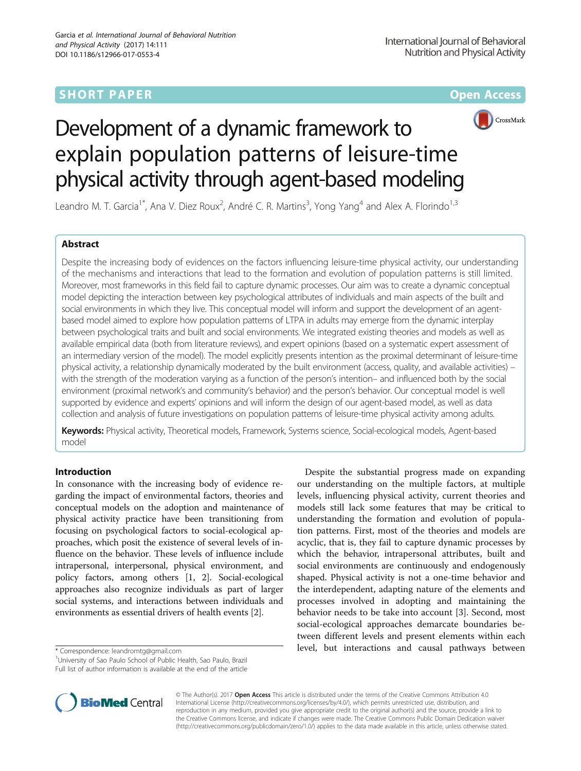SHORT PAPER

Open Access

# Development of a dynamic framework to explain population patterns of leisure-time physical activity through agent-based modeling

Leandro M. T. Garcia[1*], Ana V. Diez Roux[2], André C. R. Martins[3], Yong Yang[4] and Alex A. Florindo[1,3]

## Abstract

Despite the increasing body of evidences on the factors influencing leisure-time physical activity, our understanding of the mechanisms and interactions that lead to the formation and evolution of population patterns is still limited. Moreover, most frameworks in this field fail to capture dynamic processes. Our aim was to create a dynamic conceptual model depicting the interaction between key psychological attributes of individuals and main aspects of the built and social environments in which they live. This conceptual model will inform and support the development of an agent-based model aimed to explore how population patterns of LTPA in adults may emerge from the dynamic interplay between psychological traits and built and social environments. We integrated existing theories and models as well as available empirical data (both from literature reviews), and expert opinions (based on a systematic expert assessment of an intermediary version of the model). The model explicitly presents intention as the proximal determinant of leisure-time physical activity, a relationship dynamically moderated by the built environment (access, quality, and available activities) – with the strength of the moderation varying as a function of the person's intention– and influenced both by the social environment (proximal network's and community's behavior) and the person's behavior. Our conceptual model is well supported by evidence and experts' opinions and will inform the design of our agent-based model, as well as data collection and analysis of future investigations on population patterns of leisure-time physical activity among adults.

**Keywords:** Physical activity, Theoretical models, Framework, Systems science, Social-ecological models, Agent-based model

## Introduction

In consonance with the increasing body of evidence regarding the impact of environmental factors, theories and conceptual models on the adoption and maintenance of physical activity practice have been transitioning from focusing on psychological factors to social-ecological approaches, which posit the existence of several levels of influence on the behavior. These levels of influence include intrapersonal, interpersonal, physical environment, and policy factors, among others [1, 2]. Social-ecological approaches also recognize individuals as part of larger social systems, and interactions between individuals and environments as essential drivers of health events [2].

Despite the substantial progress made on expanding our understanding on the multiple factors, at multiple levels, influencing physical activity, current theories and models still lack some features that may be critical to understanding the formation and evolution of population patterns. First, most of the theories and models are acyclic, that is, they fail to capture dynamic processes by which the behavior, intrapersonal attributes, built and social environments are continuously and endogenously shaped. Physical activity is not a one-time behavior and the interdependent, adapting nature of the elements and processes involved in adopting and maintaining the behavior needs to be take into account [3]. Second, most social-ecological approaches demarcate boundaries between different levels and present elements within each level, but interactions and causal pathways between

\* Correspondence: leandromtg@gmail.com
[1]University of Sao Paulo School of Public Health, Sao Paulo, Brazil
Full list of author information is available at the end of the article

© The Author(s). 2017 **Open Access** This article is distributed under the terms of the Creative Commons Attribution 4.0 International License (http://creativecommons.org/licenses/by/4.0/), which permits unrestricted use, distribution, and reproduction in any medium, provided you give appropriate credit to the original author(s) and the source, provide a link to the Creative Commons license, and indicate if changes were made. The Creative Commons Public Domain Dedication waiver (http://creativecommons.org/publicdomain/zero/1.0/) applies to the data made available in this article, unless otherwise stated.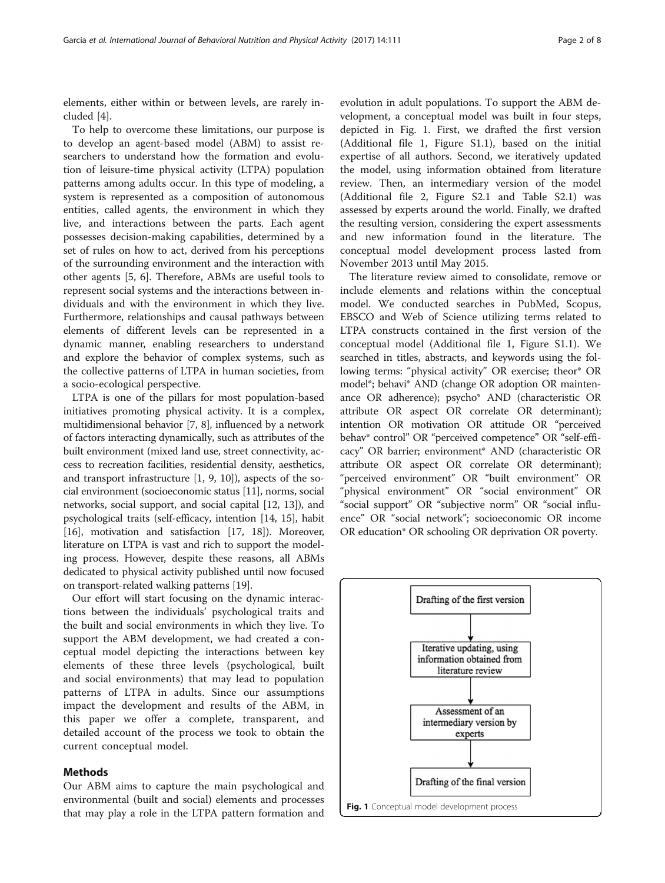elements, either within or between levels, are rarely included [4].

To help to overcome these limitations, our purpose is to develop an agent-based model (ABM) to assist researchers to understand how the formation and evolution of leisure-time physical activity (LTPA) population patterns among adults occur. In this type of modeling, a system is represented as a composition of autonomous entities, called agents, the environment in which they live, and interactions between the parts. Each agent possesses decision-making capabilities, determined by a set of rules on how to act, derived from his perceptions of the surrounding environment and the interaction with other agents [5, 6]. Therefore, ABMs are useful tools to represent social systems and the interactions between individuals and with the environment in which they live. Furthermore, relationships and causal pathways between elements of different levels can be represented in a dynamic manner, enabling researchers to understand and explore the behavior of complex systems, such as the collective patterns of LTPA in human societies, from a socio-ecological perspective.

LTPA is one of the pillars for most population-based initiatives promoting physical activity. It is a complex, multidimensional behavior [7, 8], influenced by a network of factors interacting dynamically, such as attributes of the built environment (mixed land use, street connectivity, access to recreation facilities, residential density, aesthetics, and transport infrastructure [1, 9, 10]), aspects of the social environment (socioeconomic status [11], norms, social networks, social support, and social capital [12, 13]), and psychological traits (self-efficacy, intention [14, 15], habit [16], motivation and satisfaction [17, 18]). Moreover, literature on LTPA is vast and rich to support the modeling process. However, despite these reasons, all ABMs dedicated to physical activity published until now focused on transport-related walking patterns [19].

Our effort will start focusing on the dynamic interactions between the individuals' psychological traits and the built and social environments in which they live. To support the ABM development, we had created a conceptual model depicting the interactions between key elements of these three levels (psychological, built and social environments) that may lead to population patterns of LTPA in adults. Since our assumptions impact the development and results of the ABM, in this paper we offer a complete, transparent, and detailed account of the process we took to obtain the current conceptual model.

## Methods

Our ABM aims to capture the main psychological and environmental (built and social) elements and processes that may play a role in the LTPA pattern formation and evolution in adult populations. To support the ABM development, a conceptual model was built in four steps, depicted in Fig. 1. First, we drafted the first version (Additional file 1, Figure S1.1), based on the initial expertise of all authors. Second, we iteratively updated the model, using information obtained from literature review. Then, an intermediary version of the model (Additional file 2, Figure S2.1 and Table S2.1) was assessed by experts around the world. Finally, we drafted the resulting version, considering the expert assessments and new information found in the literature. The conceptual model development process lasted from November 2013 until May 2015.

The literature review aimed to consolidate, remove or include elements and relations within the conceptual model. We conducted searches in PubMed, Scopus, EBSCO and Web of Science utilizing terms related to LTPA constructs contained in the first version of the conceptual model (Additional file 1, Figure S1.1). We searched in titles, abstracts, and keywords using the following terms: "physical activity" OR exercise; theor* OR model*; behavi* AND (change OR adoption OR maintenance OR adherence); psycho* AND (characteristic OR attribute OR aspect OR correlate OR determinant); intention OR motivation OR attitude OR "perceived behav* control" OR "perceived competence" OR "self-efficacy" OR barrier; environment* AND (characteristic OR attribute OR aspect OR correlate OR determinant); "perceived environment" OR "built environment" OR "physical environment" OR "social environment" OR "social support" OR "subjective norm" OR "social influence" OR "social network"; socioeconomic OR income OR education* OR schooling OR deprivation OR poverty.

Drafting of the first version

Iterative updating, using information obtained from literature review

Assessment of an intermediary version by experts

Drafting of the final version

**Fig. 1** Conceptual model development process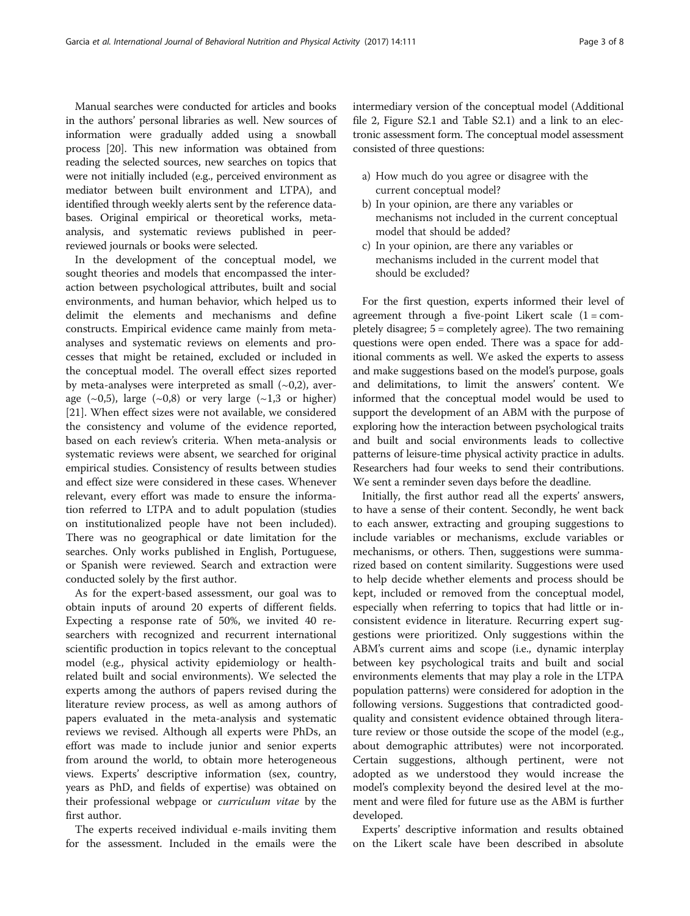Manual searches were conducted for articles and books in the authors' personal libraries as well. New sources of information were gradually added using a snowball process [20]. This new information was obtained from reading the selected sources, new searches on topics that were not initially included (e.g., perceived environment as mediator between built environment and LTPA), and identified through weekly alerts sent by the reference databases. Original empirical or theoretical works, meta-analysis, and systematic reviews published in peer-reviewed journals or books were selected.

In the development of the conceptual model, we sought theories and models that encompassed the interaction between psychological attributes, built and social environments, and human behavior, which helped us to delimit the elements and mechanisms and define constructs. Empirical evidence came mainly from meta-analyses and systematic reviews on elements and processes that might be retained, excluded or included in the conceptual model. The overall effect sizes reported by meta-analyses were interpreted as small (~0,2), average (~0,5), large (~0,8) or very large (~1,3 or higher) [21]. When effect sizes were not available, we considered the consistency and volume of the evidence reported, based on each review's criteria. When meta-analysis or systematic reviews were absent, we searched for original empirical studies. Consistency of results between studies and effect size were considered in these cases. Whenever relevant, every effort was made to ensure the information referred to LTPA and to adult population (studies on institutionalized people have not been included). There was no geographical or date limitation for the searches. Only works published in English, Portuguese, or Spanish were reviewed. Search and extraction were conducted solely by the first author.

As for the expert-based assessment, our goal was to obtain inputs of around 20 experts of different fields. Expecting a response rate of 50%, we invited 40 researchers with recognized and recurrent international scientific production in topics relevant to the conceptual model (e.g., physical activity epidemiology or health-related built and social environments). We selected the experts among the authors of papers revised during the literature review process, as well as among authors of papers evaluated in the meta-analysis and systematic reviews we revised. Although all experts were PhDs, an effort was made to include junior and senior experts from around the world, to obtain more heterogeneous views. Experts' descriptive information (sex, country, years as PhD, and fields of expertise) was obtained on their professional webpage or *curriculum vitae* by the first author.

The experts received individual e-mails inviting them for the assessment. Included in the emails were the intermediary version of the conceptual model (Additional file 2, Figure S2.1 and Table S2.1) and a link to an electronic assessment form. The conceptual model assessment consisted of three questions:

a) How much do you agree or disagree with the current conceptual model?
b) In your opinion, are there any variables or mechanisms not included in the current conceptual model that should be added?
c) In your opinion, are there any variables or mechanisms included in the current model that should be excluded?

For the first question, experts informed their level of agreement through a five-point Likert scale (1 = completely disagree; 5 = completely agree). The two remaining questions were open ended. There was a space for additional comments as well. We asked the experts to assess and make suggestions based on the model's purpose, goals and delimitations, to limit the answers' content. We informed that the conceptual model would be used to support the development of an ABM with the purpose of exploring how the interaction between psychological traits and built and social environments leads to collective patterns of leisure-time physical activity practice in adults. Researchers had four weeks to send their contributions. We sent a reminder seven days before the deadline.

Initially, the first author read all the experts' answers, to have a sense of their content. Secondly, he went back to each answer, extracting and grouping suggestions to include variables or mechanisms, exclude variables or mechanisms, or others. Then, suggestions were summarized based on content similarity. Suggestions were used to help decide whether elements and process should be kept, included or removed from the conceptual model, especially when referring to topics that had little or inconsistent evidence in literature. Recurring expert suggestions were prioritized. Only suggestions within the ABM's current aims and scope (i.e., dynamic interplay between key psychological traits and built and social environments elements that may play a role in the LTPA population patterns) were considered for adoption in the following versions. Suggestions that contradicted good-quality and consistent evidence obtained through literature review or those outside the scope of the model (e.g., about demographic attributes) were not incorporated. Certain suggestions, although pertinent, were not adopted as we understood they would increase the model's complexity beyond the desired level at the moment and were filed for future use as the ABM is further developed.

Experts' descriptive information and results obtained on the Likert scale have been described in absolute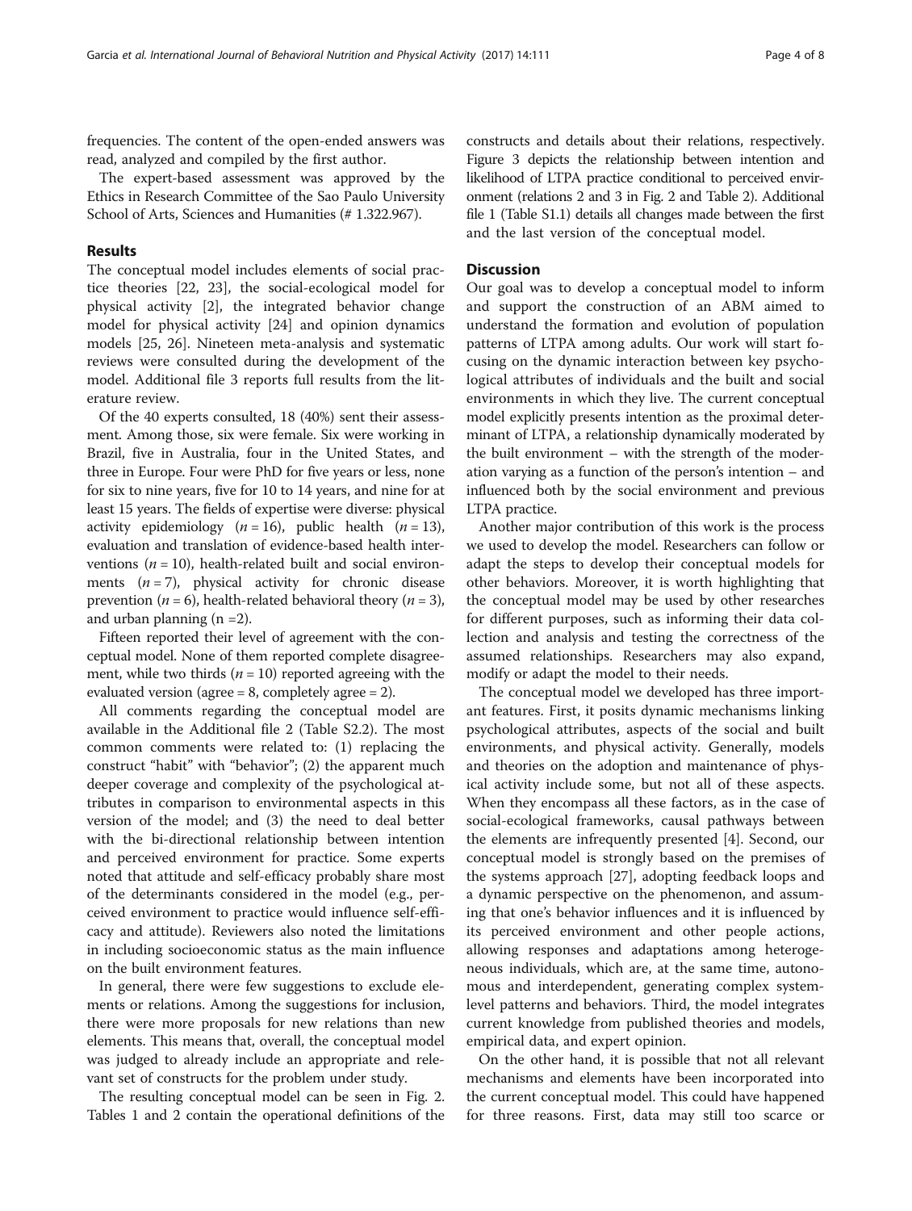frequencies. The content of the open-ended answers was read, analyzed and compiled by the first author.

The expert-based assessment was approved by the Ethics in Research Committee of the Sao Paulo University School of Arts, Sciences and Humanities (# 1.322.967).

## Results

The conceptual model includes elements of social practice theories [22, 23], the social-ecological model for physical activity [2], the integrated behavior change model for physical activity [24] and opinion dynamics models [25, 26]. Nineteen meta-analysis and systematic reviews were consulted during the development of the model. Additional file 3 reports full results from the literature review.

Of the 40 experts consulted, 18 (40%) sent their assessment. Among those, six were female. Six were working in Brazil, five in Australia, four in the United States, and three in Europe. Four were PhD for five years or less, none for six to nine years, five for 10 to 14 years, and nine for at least 15 years. The fields of expertise were diverse: physical activity epidemiology ($n = 16$), public health ($n = 13$), evaluation and translation of evidence-based health interventions ($n = 10$), health-related built and social environments ($n = 7$), physical activity for chronic disease prevention ($n = 6$), health-related behavioral theory ($n = 3$), and urban planning ($n = 2$).

Fifteen reported their level of agreement with the conceptual model. None of them reported complete disagreement, while two thirds ($n = 10$) reported agreeing with the evaluated version (agree = 8, completely agree = 2).

All comments regarding the conceptual model are available in the Additional file 2 (Table S2.2). The most common comments were related to: (1) replacing the construct "habit" with "behavior"; (2) the apparent much deeper coverage and complexity of the psychological attributes in comparison to environmental aspects in this version of the model; and (3) the need to deal better with the bi-directional relationship between intention and perceived environment for practice. Some experts noted that attitude and self-efficacy probably share most of the determinants considered in the model (e.g., perceived environment to practice would influence self-efficacy and attitude). Reviewers also noted the limitations in including socioeconomic status as the main influence on the built environment features.

In general, there were few suggestions to exclude elements or relations. Among the suggestions for inclusion, there were more proposals for new relations than new elements. This means that, overall, the conceptual model was judged to already include an appropriate and relevant set of constructs for the problem under study.

The resulting conceptual model can be seen in Fig. 2. Tables 1 and 2 contain the operational definitions of the constructs and details about their relations, respectively. Figure 3 depicts the relationship between intention and likelihood of LTPA practice conditional to perceived environment (relations 2 and 3 in Fig. 2 and Table 2). Additional file 1 (Table S1.1) details all changes made between the first and the last version of the conceptual model.

## Discussion

Our goal was to develop a conceptual model to inform and support the construction of an ABM aimed to understand the formation and evolution of population patterns of LTPA among adults. Our work will start focusing on the dynamic interaction between key psychological attributes of individuals and the built and social environments in which they live. The current conceptual model explicitly presents intention as the proximal determinant of LTPA, a relationship dynamically moderated by the built environment – with the strength of the moderation varying as a function of the person's intention – and influenced both by the social environment and previous LTPA practice.

Another major contribution of this work is the process we used to develop the model. Researchers can follow or adapt the steps to develop their conceptual models for other behaviors. Moreover, it is worth highlighting that the conceptual model may be used by other researches for different purposes, such as informing their data collection and analysis and testing the correctness of the assumed relationships. Researchers may also expand, modify or adapt the model to their needs.

The conceptual model we developed has three important features. First, it posits dynamic mechanisms linking psychological attributes, aspects of the social and built environments, and physical activity. Generally, models and theories on the adoption and maintenance of physical activity include some, but not all of these aspects. When they encompass all these factors, as in the case of social-ecological frameworks, causal pathways between the elements are infrequently presented [4]. Second, our conceptual model is strongly based on the premises of the systems approach [27], adopting feedback loops and a dynamic perspective on the phenomenon, and assuming that one's behavior influences and it is influenced by its perceived environment and other people actions, allowing responses and adaptations among heterogeneous individuals, which are, at the same time, autonomous and interdependent, generating complex system-level patterns and behaviors. Third, the model integrates current knowledge from published theories and models, empirical data, and expert opinion.

On the other hand, it is possible that not all relevant mechanisms and elements have been incorporated into the current conceptual model. This could have happened for three reasons. First, data may still too scarce or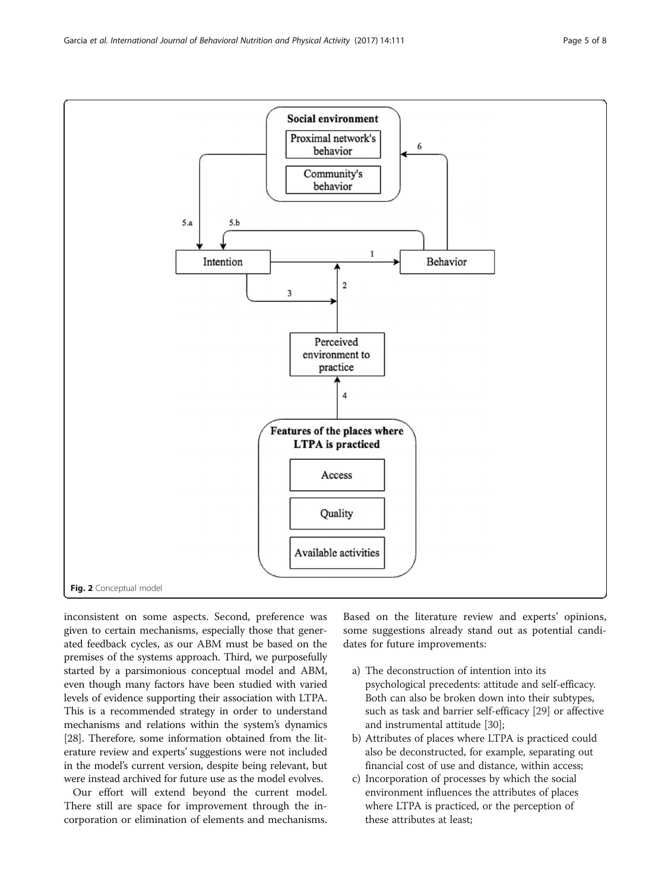Fig. 2 Conceptual model

inconsistent on some aspects. Second, preference was given to certain mechanisms, especially those that generated feedback cycles, as our ABM must be based on the premises of the systems approach. Third, we purposefully started by a parsimonious conceptual model and ABM, even though many factors have been studied with varied levels of evidence supporting their association with LTPA. This is a recommended strategy in order to understand mechanisms and relations within the system's dynamics [28]. Therefore, some information obtained from the literature review and experts' suggestions were not included in the model's current version, despite being relevant, but were instead archived for future use as the model evolves.

Our effort will extend beyond the current model. There still are space for improvement through the incorporation or elimination of elements and mechanisms. Based on the literature review and experts' opinions, some suggestions already stand out as potential candidates for future improvements:

a) The deconstruction of intention into its psychological precedents: attitude and self-efficacy. Both can also be broken down into their subtypes, such as task and barrier self-efficacy [29] or affective and instrumental attitude [30];
b) Attributes of places where LTPA is practiced could also be deconstructed, for example, separating out financial cost of use and distance, within access;
c) Incorporation of processes by which the social environment influences the attributes of places where LTPA is practiced, or the perception of these attributes at least;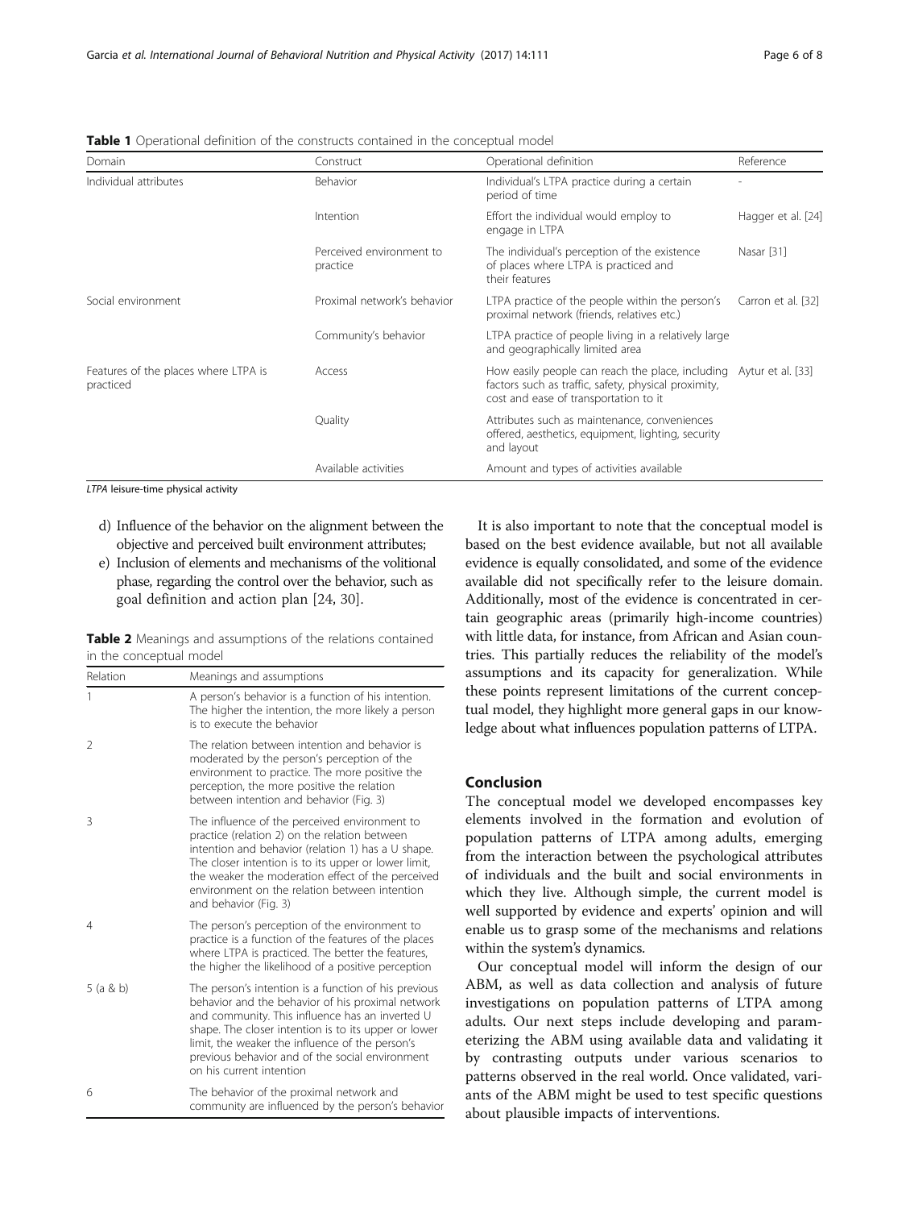**Table 1** Operational definition of the constructs contained in the conceptual model

| Domain | Construct | Operational definition | Reference |
|---|---|---|---|
| Individual attributes | Behavior | Individual's LTPA practice during a certain period of time | - |
| | Intention | Effort the individual would employ to engage in LTPA | Hagger et al. [24] |
| | Perceived environment to practice | The individual's perception of the existence of places where LTPA is practiced and their features | Nasar [31] |
| Social environment | Proximal network's behavior | LTPA practice of the people within the person's proximal network (friends, relatives etc.) | Carron et al. [32] |
| | Community's behavior | LTPA practice of people living in a relatively large and geographically limited area | |
| Features of the places where LTPA is practiced | Access | How easily people can reach the place, including factors such as traffic, safety, physical proximity, cost and ease of transportation to it | Aytur et al. [33] |
| | Quality | Attributes such as maintenance, conveniences offered, aesthetics, equipment, lighting, security and layout | |
| | Available activities | Amount and types of activities available | |

*LTPA* leisure-time physical activity

d) Influence of the behavior on the alignment between the objective and perceived built environment attributes;

e) Inclusion of elements and mechanisms of the volitional phase, regarding the control over the behavior, such as goal definition and action plan [24, 30].

**Table 2** Meanings and assumptions of the relations contained in the conceptual model

| Relation | Meanings and assumptions |
|---|---|
| 1 | A person's behavior is a function of his intention. The higher the intention, the more likely a person is to execute the behavior |
| 2 | The relation between intention and behavior is moderated by the person's perception of the environment to practice. The more positive the perception, the more positive the relation between intention and behavior (Fig. 3) |
| 3 | The influence of the perceived environment to practice (relation 2) on the relation between intention and behavior (relation 1) has a U shape. The closer intention is to its upper or lower limit, the weaker the moderation effect of the perceived environment on the relation between intention and behavior (Fig. 3) |
| 4 | The person's perception of the environment to practice is a function of the features of the places where LTPA is practiced. The better the features, the higher the likelihood of a positive perception |
| 5 (a & b) | The person's intention is a function of his previous behavior and the behavior of his proximal network and community. This influence has an inverted U shape. The closer intention is to its upper or lower limit, the weaker the influence of the person's previous behavior and of the social environment on his current intention |
| 6 | The behavior of the proximal network and community are influenced by the person's behavior |

It is also important to note that the conceptual model is based on the best evidence available, but not all available evidence is equally consolidated, and some of the evidence available did not specifically refer to the leisure domain. Additionally, most of the evidence is concentrated in certain geographic areas (primarily high-income countries) with little data, for instance, from African and Asian countries. This partially reduces the reliability of the model's assumptions and its capacity for generalization. While these points represent limitations of the current conceptual model, they highlight more general gaps in our knowledge about what influences population patterns of LTPA.

## Conclusion

The conceptual model we developed encompasses key elements involved in the formation and evolution of population patterns of LTPA among adults, emerging from the interaction between the psychological attributes of individuals and the built and social environments in which they live. Although simple, the current model is well supported by evidence and experts' opinion and will enable us to grasp some of the mechanisms and relations within the system's dynamics.

Our conceptual model will inform the design of our ABM, as well as data collection and analysis of future investigations on population patterns of LTPA among adults. Our next steps include developing and parameterizing the ABM using available data and validating it by contrasting outputs under various scenarios to patterns observed in the real world. Once validated, variants of the ABM might be used to test specific questions about plausible impacts of interventions.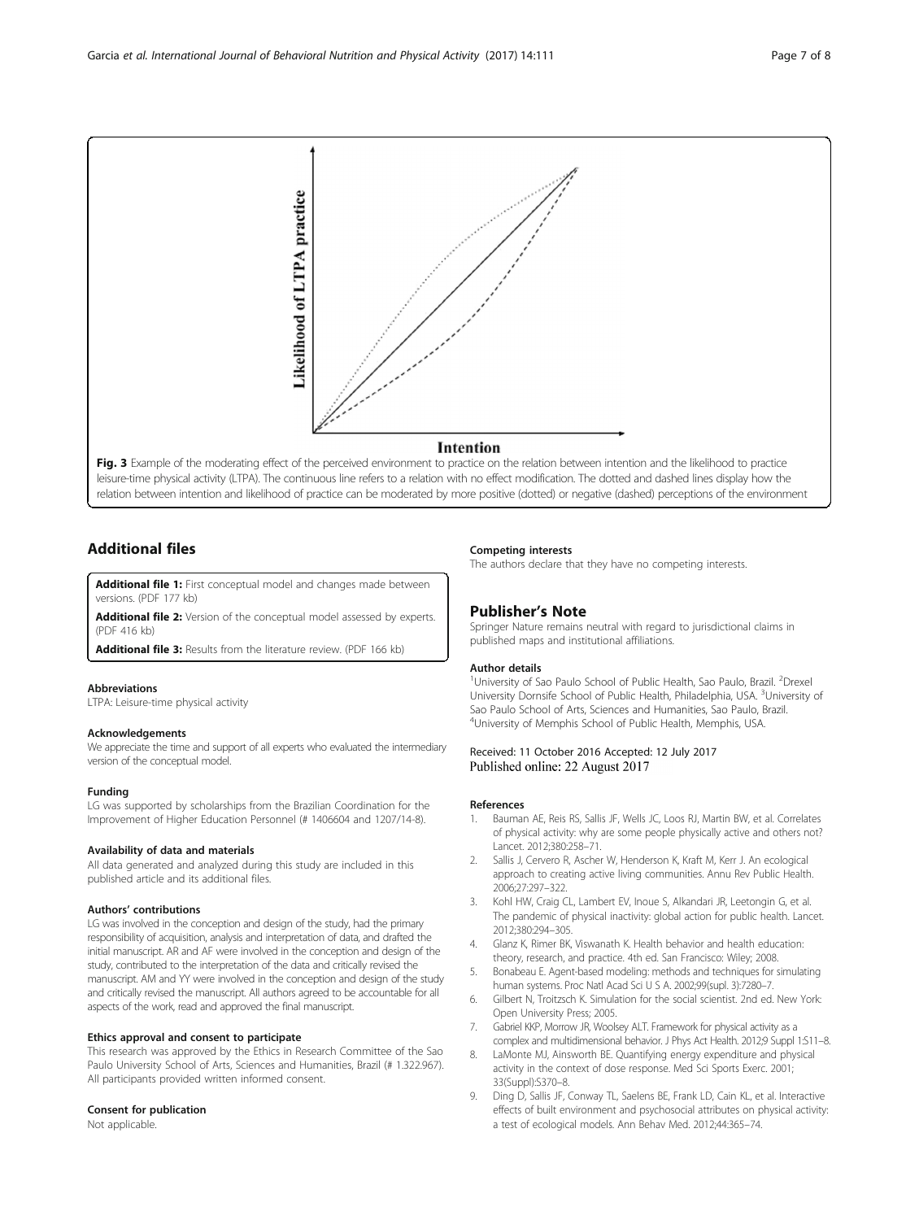Fig. 3 Example of the moderating effect of the perceived environment to practice on the relation between intention and the likelihood to practice leisure-time physical activity (LTPA). The continuous line refers to a relation with no effect modification. The dotted and dashed lines display how the relation between intention and likelihood of practice can be moderated by more positive (dotted) or negative (dashed) perceptions of the environment

## Additional files

**Additional file 1:** First conceptual model and changes made between versions. (PDF 177 kb)

**Additional file 2:** Version of the conceptual model assessed by experts. (PDF 416 kb)

**Additional file 3:** Results from the literature review. (PDF 166 kb)

#### Abbreviations

LTPA: Leisure-time physical activity

#### Acknowledgements

We appreciate the time and support of all experts who evaluated the intermediary version of the conceptual model.

#### Funding

LG was supported by scholarships from the Brazilian Coordination for the Improvement of Higher Education Personnel (# 1406604 and 1207/14-8).

#### Availability of data and materials

All data generated and analyzed during this study are included in this published article and its additional files.

#### Authors' contributions

LG was involved in the conception and design of the study, had the primary responsibility of acquisition, analysis and interpretation of data, and drafted the initial manuscript. AR and AF were involved in the conception and design of the study, contributed to the interpretation of the data and critically revised the manuscript. AM and YY were involved in the conception and design of the study and critically revised the manuscript. All authors agreed to be accountable for all aspects of the work, read and approved the final manuscript.

#### Ethics approval and consent to participate

This research was approved by the Ethics in Research Committee of the Sao Paulo University School of Arts, Sciences and Humanities, Brazil (# 1.322.967). All participants provided written informed consent.

#### Consent for publication

Not applicable.

#### Competing interests

The authors declare that they have no competing interests.

## Publisher's Note

Springer Nature remains neutral with regard to jurisdictional claims in published maps and institutional affiliations.

#### Author details

[1]University of Sao Paulo School of Public Health, Sao Paulo, Brazil. [2]Drexel University Dornsife School of Public Health, Philadelphia, USA. [3]University of Sao Paulo School of Arts, Sciences and Humanities, Sao Paulo, Brazil. [4]University of Memphis School of Public Health, Memphis, USA.

Received: 11 October 2016 Accepted: 12 July 2017
Published online: 22 August 2017

#### References

1. Bauman AE, Reis RS, Sallis JF, Wells JC, Loos RJ, Martin BW, et al. Correlates of physical activity: why are some people physically active and others not? Lancet. 2012;380:258–71.
2. Sallis J, Cervero R, Ascher W, Henderson K, Kraft M, Kerr J. An ecological approach to creating active living communities. Annu Rev Public Health. 2006;27:297–322.
3. Kohl HW, Craig CL, Lambert EV, Inoue S, Alkandari JR, Leetongin G, et al. The pandemic of physical inactivity: global action for public health. Lancet. 2012;380:294–305.
4. Glanz K, Rimer BK, Viswanath K. Health behavior and health education: theory, research, and practice. 4th ed. San Francisco: Wiley; 2008.
5. Bonabeau E. Agent-based modeling: methods and techniques for simulating human systems. Proc Natl Acad Sci U S A. 2002;99(supl. 3):7280–7.
6. Gilbert N, Troitzsch K. Simulation for the social scientist. 2nd ed. New York: Open University Press; 2005.
7. Gabriel KKP, Morrow JR, Woolsey ALT. Framework for physical activity as a complex and multidimensional behavior. J Phys Act Health. 2012;9 Suppl 1:S11–8.
8. LaMonte MJ, Ainsworth BE. Quantifying energy expenditure and physical activity in the context of dose response. Med Sci Sports Exerc. 2001; 33(Suppl):S370–8.
9. Ding D, Sallis JF, Conway TL, Saelens BE, Frank LD, Cain KL, et al. Interactive effects of built environment and psychosocial attributes on physical activity: a test of ecological models. Ann Behav Med. 2012;44:365–74.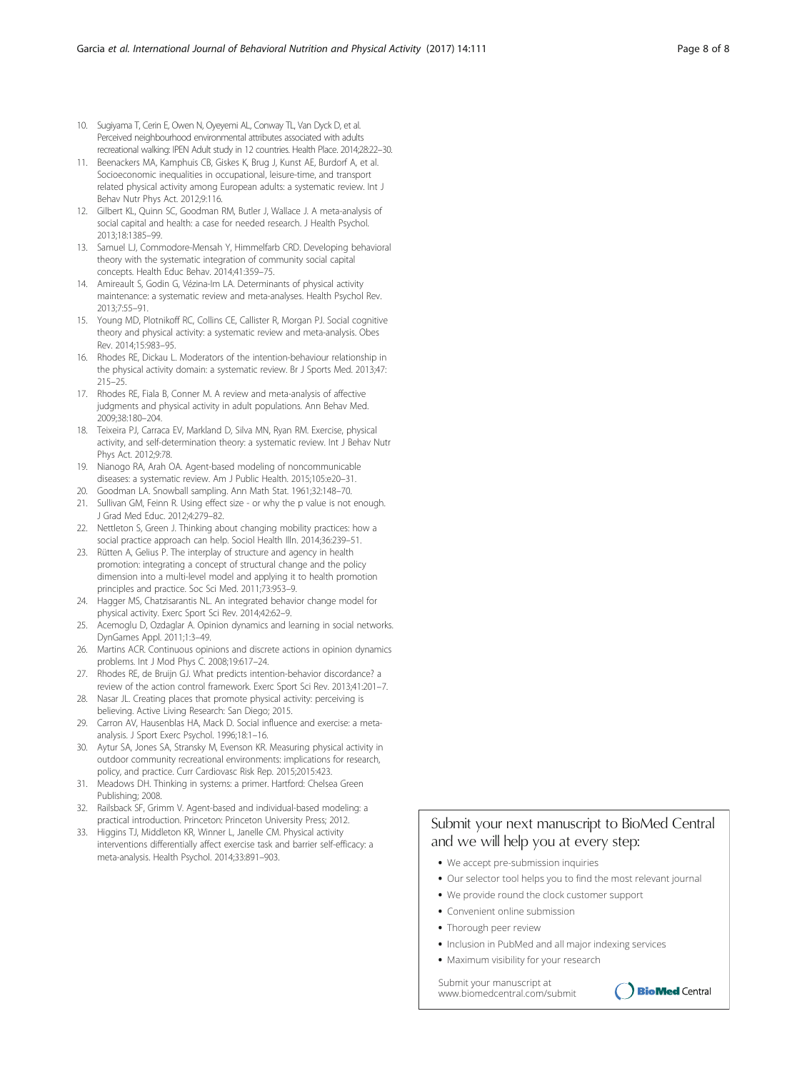10. Sugiyama T, Cerin E, Owen N, Oyeyemi AL, Conway TL, Van Dyck D, et al. Perceived neighbourhood environmental attributes associated with adults recreational walking: IPEN Adult study in 12 countries. Health Place. 2014;28:22–30.
11. Beenackers MA, Kamphuis CB, Giskes K, Brug J, Kunst AE, Burdorf A, et al. Socioeconomic inequalities in occupational, leisure-time, and transport related physical activity among European adults: a systematic review. Int J Behav Nutr Phys Act. 2012;9:116.
12. Gilbert KL, Quinn SC, Goodman RM, Butler J, Wallace J. A meta-analysis of social capital and health: a case for needed research. J Health Psychol. 2013;18:1385–99.
13. Samuel LJ, Commodore-Mensah Y, Himmelfarb CRD. Developing behavioral theory with the systematic integration of community social capital concepts. Health Educ Behav. 2014;41:359–75.
14. Amireault S, Godin G, Vézina-Im LA. Determinants of physical activity maintenance: a systematic review and meta-analyses. Health Psychol Rev. 2013;7:55–91.
15. Young MD, Plotnikoff RC, Collins CE, Callister R, Morgan PJ. Social cognitive theory and physical activity: a systematic review and meta-analysis. Obes Rev. 2014;15:983–95.
16. Rhodes RE, Dickau L. Moderators of the intention-behaviour relationship in the physical activity domain: a systematic review. Br J Sports Med. 2013;47: 215–25.
17. Rhodes RE, Fiala B, Conner M. A review and meta-analysis of affective judgments and physical activity in adult populations. Ann Behav Med. 2009;38:180–204.
18. Teixeira PJ, Carraca EV, Markland D, Silva MN, Ryan RM. Exercise, physical activity, and self-determination theory: a systematic review. Int J Behav Nutr Phys Act. 2012;9:78.
19. Nianogo RA, Arah OA. Agent-based modeling of noncommunicable diseases: a systematic review. Am J Public Health. 2015;105:e20–31.
20. Goodman LA. Snowball sampling. Ann Math Stat. 1961;32:148–70.
21. Sullivan GM, Feinn R. Using effect size - or why the p value is not enough. J Grad Med Educ. 2012;4:279–82.
22. Nettleton S, Green J. Thinking about changing mobility practices: how a social practice approach can help. Sociol Health Illn. 2014;36:239–51.
23. Rütten A, Gelius P. The interplay of structure and agency in health promotion: integrating a concept of structural change and the policy dimension into a multi-level model and applying it to health promotion principles and practice. Soc Sci Med. 2011;73:953–9.
24. Hagger MS, Chatzisarantis NL. An integrated behavior change model for physical activity. Exerc Sport Sci Rev. 2014;42:62–9.
25. Acemoglu D, Ozdaglar A. Opinion dynamics and learning in social networks. DynGames Appl. 2011;1:3–49.
26. Martins ACR. Continuous opinions and discrete actions in opinion dynamics problems. Int J Mod Phys C. 2008;19:617–24.
27. Rhodes RE, de Bruijn GJ. What predicts intention-behavior discordance? a review of the action control framework. Exerc Sport Sci Rev. 2013;41:201–7.
28. Nasar JL. Creating places that promote physical activity: perceiving is believing. Active Living Research: San Diego; 2015.
29. Carron AV, Hausenblas HA, Mack D. Social influence and exercise: a meta-analysis. J Sport Exerc Psychol. 1996;18:1–16.
30. Aytur SA, Jones SA, Stransky M, Evenson KR. Measuring physical activity in outdoor community recreational environments: implications for research, policy, and practice. Curr Cardiovasc Risk Rep. 2015;2015:423.
31. Meadows DH. Thinking in systems: a primer. Hartford: Chelsea Green Publishing; 2008.
32. Railsback SF, Grimm V. Agent-based and individual-based modeling: a practical introduction. Princeton: Princeton University Press; 2012.
33. Higgins TJ, Middleton KR, Winner L, Janelle CM. Physical activity interventions differentially affect exercise task and barrier self-efficacy: a meta-analysis. Health Psychol. 2014;33:891–903.

Submit your next manuscript to BioMed Central and we will help you at every step:

- We accept pre-submission inquiries
- Our selector tool helps you to find the most relevant journal
- We provide round the clock customer support
- Convenient online submission
- Thorough peer review
- Inclusion in PubMed and all major indexing services
- Maximum visibility for your research

Submit your manuscript at www.biomedcentral.com/submit

BioMed Central